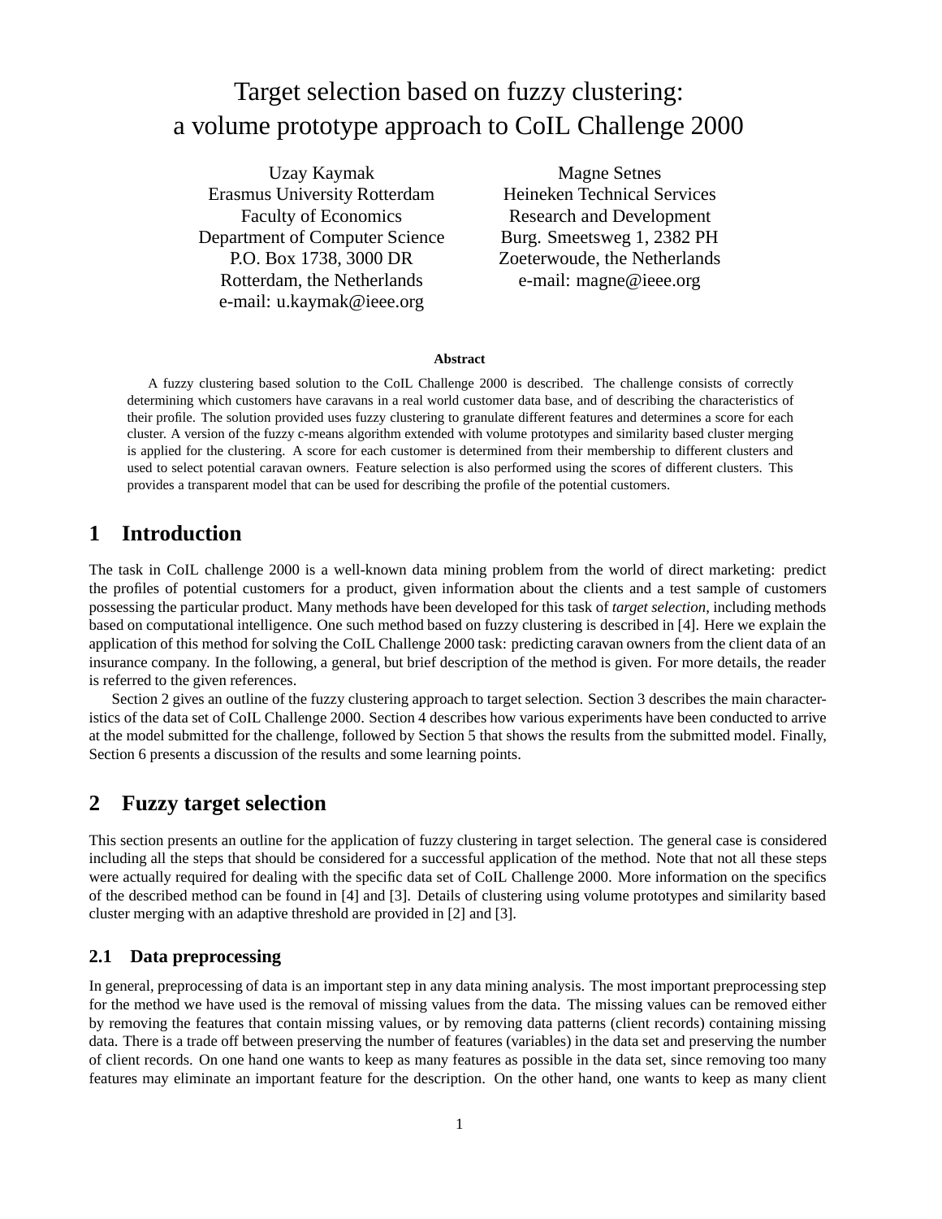# Target selection based on fuzzy clustering: a volume prototype approach to CoIL Challenge 2000

Uzay Kaymak
Erasmus University Rotterdam
Faculty of Economics
Department of Computer Science
P.O. Box 1738, 3000 DR
Rotterdam, the Netherlands
e-mail: u.kaymak@ieee.org

Magne Setnes
Heineken Technical Services
Research and Development
Burg. Smeetsweg 1, 2382 PH
Zoeterwoude, the Netherlands
e-mail: magne@ieee.org

**Abstract**

A fuzzy clustering based solution to the CoIL Challenge 2000 is described. The challenge consists of correctly determining which customers have caravans in a real world customer data base, and of describing the characteristics of their profile. The solution provided uses fuzzy clustering to granulate different features and determines a score for each cluster. A version of the fuzzy c-means algorithm extended with volume prototypes and similarity based cluster merging is applied for the clustering. A score for each customer is determined from their membership to different clusters and used to select potential caravan owners. Feature selection is also performed using the scores of different clusters. This provides a transparent model that can be used for describing the profile of the potential customers.

## 1 Introduction

The task in CoIL challenge 2000 is a well-known data mining problem from the world of direct marketing: predict the profiles of potential customers for a product, given information about the clients and a test sample of customers possessing the particular product. Many methods have been developed for this task of *target selection*, including methods based on computational intelligence. One such method based on fuzzy clustering is described in [4]. Here we explain the application of this method for solving the CoIL Challenge 2000 task: predicting caravan owners from the client data of an insurance company. In the following, a general, but brief description of the method is given. For more details, the reader is referred to the given references.

Section 2 gives an outline of the fuzzy clustering approach to target selection. Section 3 describes the main characteristics of the data set of CoIL Challenge 2000. Section 4 describes how various experiments have been conducted to arrive at the model submitted for the challenge, followed by Section 5 that shows the results from the submitted model. Finally, Section 6 presents a discussion of the results and some learning points.

## 2 Fuzzy target selection

This section presents an outline for the application of fuzzy clustering in target selection. The general case is considered including all the steps that should be considered for a successful application of the method. Note that not all these steps were actually required for dealing with the specific data set of CoIL Challenge 2000. More information on the specifics of the described method can be found in [4] and [3]. Details of clustering using volume prototypes and similarity based cluster merging with an adaptive threshold are provided in [2] and [3].

### 2.1 Data preprocessing

In general, preprocessing of data is an important step in any data mining analysis. The most important preprocessing step for the method we have used is the removal of missing values from the data. The missing values can be removed either by removing the features that contain missing values, or by removing data patterns (client records) containing missing data. There is a trade off between preserving the number of features (variables) in the data set and preserving the number of client records. On one hand one wants to keep as many features as possible in the data set, since removing too many features may eliminate an important feature for the description. On the other hand, one wants to keep as many client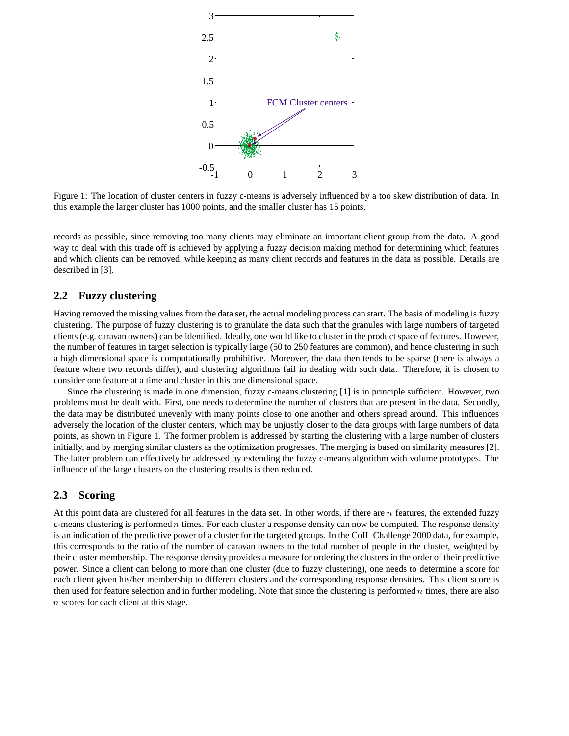Figure 1: The location of cluster centers in fuzzy c-means is adversely influenced by a too skew distribution of data. In this example the larger cluster has 1000 points, and the smaller cluster has 15 points.

records as possible, since removing too many clients may eliminate an important client group from the data. A good way to deal with this trade off is achieved by applying a fuzzy decision making method for determining which features and which clients can be removed, while keeping as many client records and features in the data as possible. Details are described in [3].

## 2.2 Fuzzy clustering

Having removed the missing values from the data set, the actual modeling process can start. The basis of modeling is fuzzy clustering. The purpose of fuzzy clustering is to granulate the data such that the granules with large numbers of targeted clients (e.g. caravan owners) can be identified. Ideally, one would like to cluster in the product space of features. However, the number of features in target selection is typically large (50 to 250 features are common), and hence clustering in such a high dimensional space is computationally prohibitive. Moreover, the data then tends to be sparse (there is always a feature where two records differ), and clustering algorithms fail in dealing with such data. Therefore, it is chosen to consider one feature at a time and cluster in this one dimensional space.

Since the clustering is made in one dimension, fuzzy c-means clustering [1] is in principle sufficient. However, two problems must be dealt with. First, one needs to determine the number of clusters that are present in the data. Secondly, the data may be distributed unevenly with many points close to one another and others spread around. This influences adversely the location of the cluster centers, which may be unjustly closer to the data groups with large numbers of data points, as shown in Figure 1. The former problem is addressed by starting the clustering with a large number of clusters initially, and by merging similar clusters as the optimization progresses. The merging is based on similarity measures [2]. The latter problem can effectively be addressed by extending the fuzzy c-means algorithm with volume prototypes. The influence of the large clusters on the clustering results is then reduced.

## 2.3 Scoring

At this point data are clustered for all features in the data set. In other words, if there are $n$ features, the extended fuzzy c-means clustering is performed $n$ times. For each cluster a response density can now be computed. The response density is an indication of the predictive power of a cluster for the targeted groups. In the CoIL Challenge 2000 data, for example, this corresponds to the ratio of the number of caravan owners to the total number of people in the cluster, weighted by their cluster membership. The response density provides a measure for ordering the clusters in the order of their predictive power. Since a client can belong to more than one cluster (due to fuzzy clustering), one needs to determine a score for each client given his/her membership to different clusters and the corresponding response densities. This client score is then used for feature selection and in further modeling. Note that since the clustering is performed $n$ times, there are also $n$ scores for each client at this stage.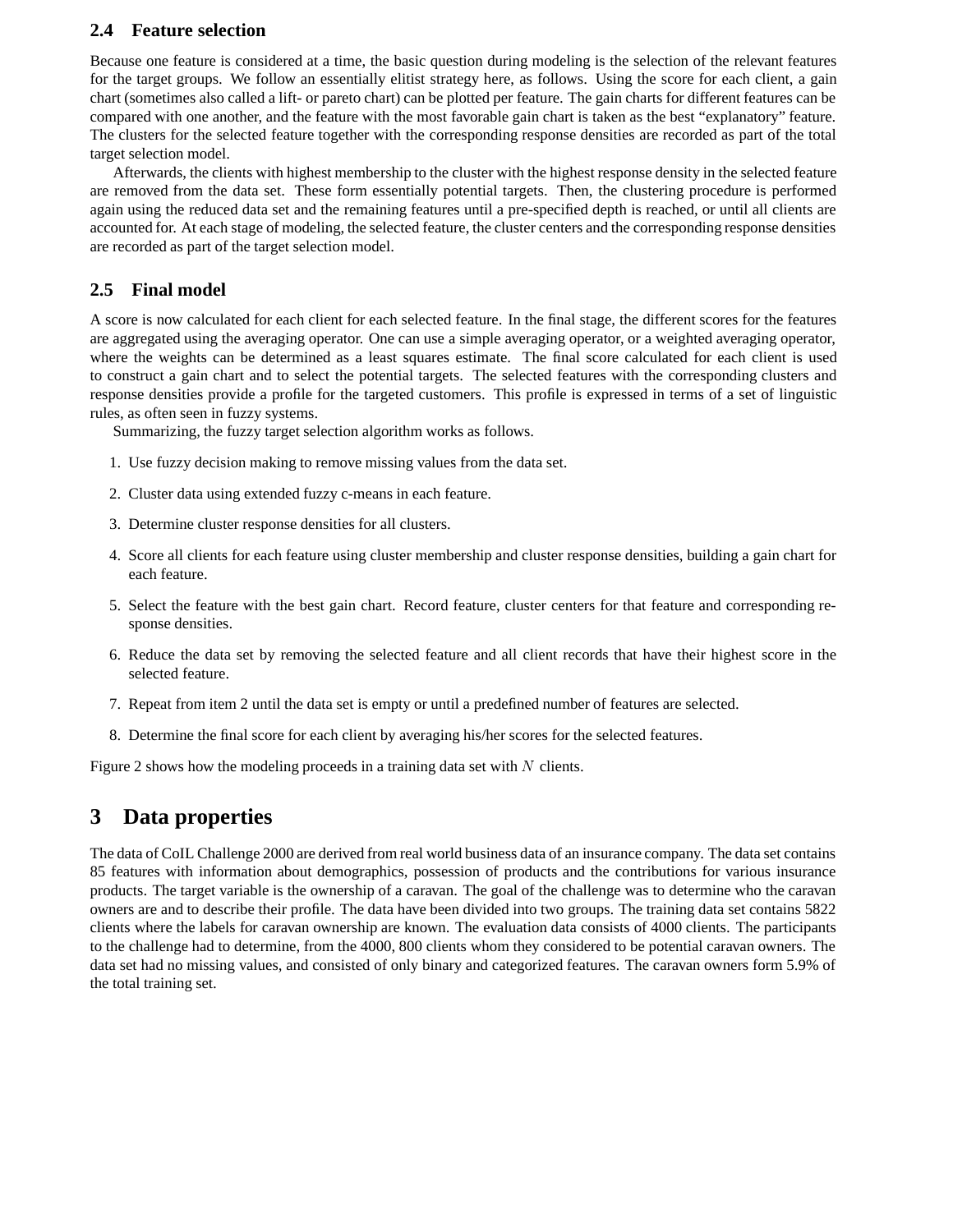### 2.4 Feature selection

Because one feature is considered at a time, the basic question during modeling is the selection of the relevant features for the target groups. We follow an essentially elitist strategy here, as follows. Using the score for each client, a gain chart (sometimes also called a lift- or pareto chart) can be plotted per feature. The gain charts for different features can be compared with one another, and the feature with the most favorable gain chart is taken as the best "explanatory" feature. The clusters for the selected feature together with the corresponding response densities are recorded as part of the total target selection model.

Afterwards, the clients with highest membership to the cluster with the highest response density in the selected feature are removed from the data set. These form essentially potential targets. Then, the clustering procedure is performed again using the reduced data set and the remaining features until a pre-specified depth is reached, or until all clients are accounted for. At each stage of modeling, the selected feature, the cluster centers and the corresponding response densities are recorded as part of the target selection model.

### 2.5 Final model

A score is now calculated for each client for each selected feature. In the final stage, the different scores for the features are aggregated using the averaging operator. One can use a simple averaging operator, or a weighted averaging operator, where the weights can be determined as a least squares estimate. The final score calculated for each client is used to construct a gain chart and to select the potential targets. The selected features with the corresponding clusters and response densities provide a profile for the targeted customers. This profile is expressed in terms of a set of linguistic rules, as often seen in fuzzy systems.

Summarizing, the fuzzy target selection algorithm works as follows.

1. Use fuzzy decision making to remove missing values from the data set.
2. Cluster data using extended fuzzy c-means in each feature.
3. Determine cluster response densities for all clusters.
4. Score all clients for each feature using cluster membership and cluster response densities, building a gain chart for each feature.
5. Select the feature with the best gain chart. Record feature, cluster centers for that feature and corresponding response densities.
6. Reduce the data set by removing the selected feature and all client records that have their highest score in the selected feature.
7. Repeat from item 2 until the data set is empty or until a predefined number of features are selected.
8. Determine the final score for each client by averaging his/her scores for the selected features.

Figure 2 shows how the modeling proceeds in a training data set with $N$ clients.

## 3 Data properties

The data of CoIL Challenge 2000 are derived from real world business data of an insurance company. The data set contains 85 features with information about demographics, possession of products and the contributions for various insurance products. The target variable is the ownership of a caravan. The goal of the challenge was to determine who the caravan owners are and to describe their profile. The data have been divided into two groups. The training data set contains 5822 clients where the labels for caravan ownership are known. The evaluation data consists of 4000 clients. The participants to the challenge had to determine, from the 4000, 800 clients whom they considered to be potential caravan owners. The data set had no missing values, and consisted of only binary and categorized features. The caravan owners form 5.9% of the total training set.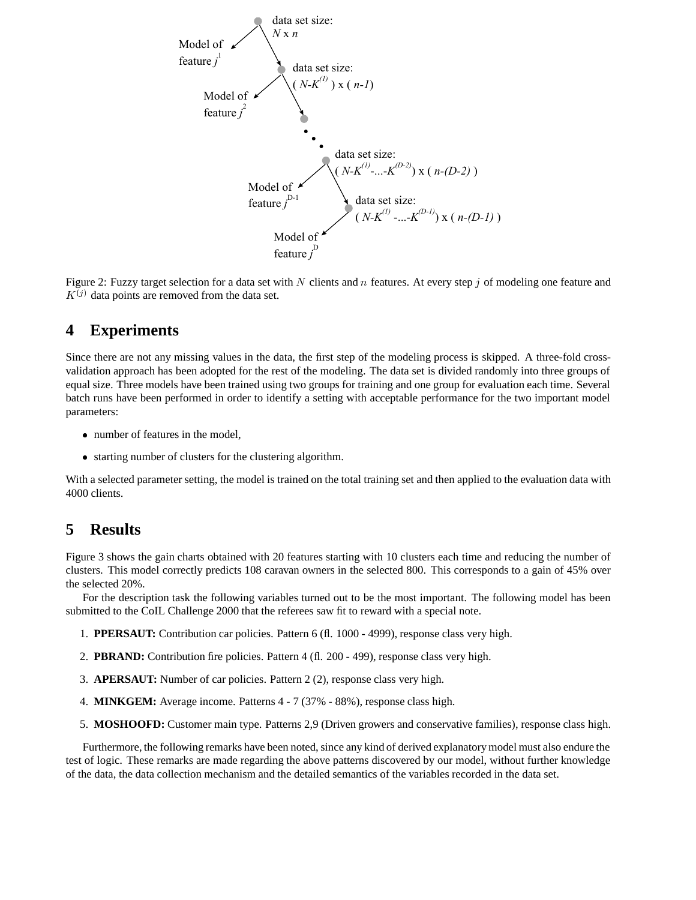Figure 2: Fuzzy target selection for a data set with $N$ clients and $n$ features. At every step $j$ of modeling one feature and $K^{(j)}$ data points are removed from the data set.

## 4 Experiments

Since there are not any missing values in the data, the first step of the modeling process is skipped. A three-fold cross-validation approach has been adopted for the rest of the modeling. The data set is divided randomly into three groups of equal size. Three models have been trained using two groups for training and one group for evaluation each time. Several batch runs have been performed in order to identify a setting with acceptable performance for the two important model parameters:

- number of features in the model,
- starting number of clusters for the clustering algorithm.

With a selected parameter setting, the model is trained on the total training set and then applied to the evaluation data with 4000 clients.

## 5 Results

Figure 3 shows the gain charts obtained with 20 features starting with 10 clusters each time and reducing the number of clusters. This model correctly predicts 108 caravan owners in the selected 800. This corresponds to a gain of 45% over the selected 20%.

For the description task the following variables turned out to be the most important. The following model has been submitted to the CoIL Challenge 2000 that the referees saw fit to reward with a special note.

1. **PPERSAUT:** Contribution car policies. Pattern 6 (fl. 1000 - 4999), response class very high.
2. **PBRAND:** Contribution fire policies. Pattern 4 (fl. 200 - 499), response class very high.
3. **APERSAUT:** Number of car policies. Pattern 2 (2), response class very high.
4. **MINKGEM:** Average income. Patterns 4 - 7 (37% - 88%), response class high.
5. **MOSHOOFD:** Customer main type. Patterns 2,9 (Driven growers and conservative families), response class high.

Furthermore, the following remarks have been noted, since any kind of derived explanatory model must also endure the test of logic. These remarks are made regarding the above patterns discovered by our model, without further knowledge of the data, the data collection mechanism and the detailed semantics of the variables recorded in the data set.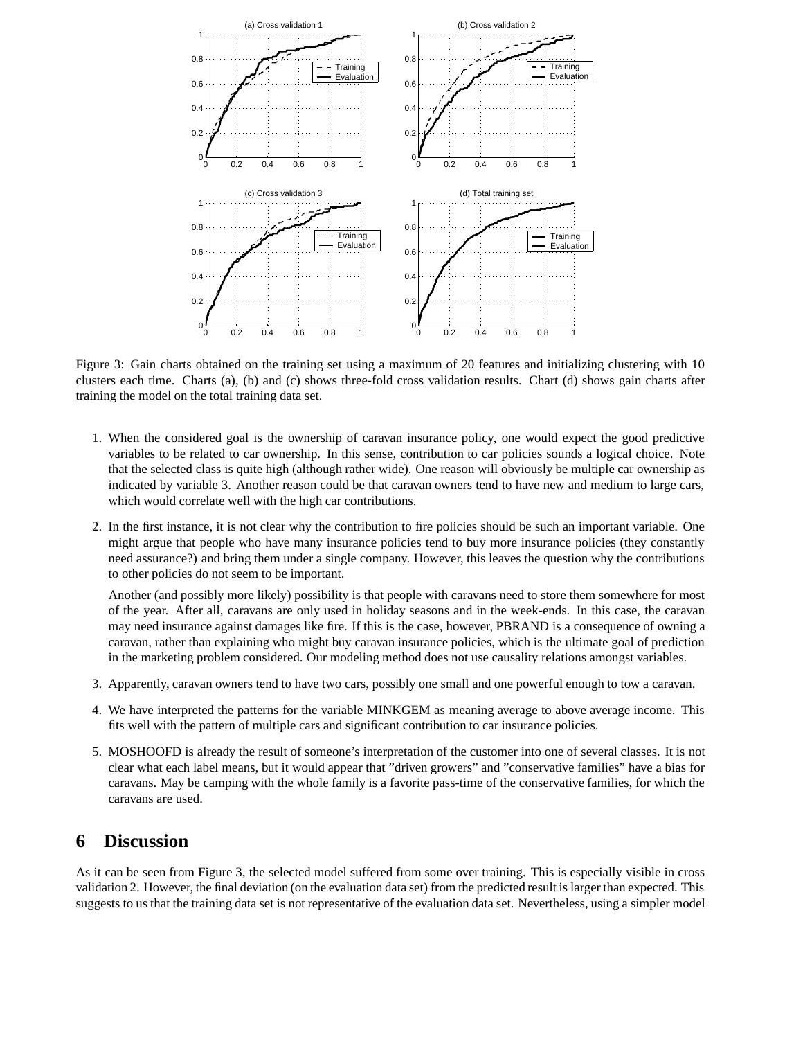Figure 3: Gain charts obtained on the training set using a maximum of 20 features and initializing clustering with 10 clusters each time. Charts (a), (b) and (c) shows three-fold cross validation results. Chart (d) shows gain charts after training the model on the total training data set.

1. When the considered goal is the ownership of caravan insurance policy, one would expect the good predictive variables to be related to car ownership. In this sense, contribution to car policies sounds a logical choice. Note that the selected class is quite high (although rather wide). One reason will obviously be multiple car ownership as indicated by variable 3. Another reason could be that caravan owners tend to have new and medium to large cars, which would correlate well with the high car contributions.

2. In the first instance, it is not clear why the contribution to fire policies should be such an important variable. One might argue that people who have many insurance policies tend to buy more insurance policies (they constantly need assurance?) and bring them under a single company. However, this leaves the question why the contributions to other policies do not seem to be important.

   Another (and possibly more likely) possibility is that people with caravans need to store them somewhere for most of the year. After all, caravans are only used in holiday seasons and in the week-ends. In this case, the caravan may need insurance against damages like fire. If this is the case, however, PBRAND is a consequence of owning a caravan, rather than explaining who might buy caravan insurance policies, which is the ultimate goal of prediction in the marketing problem considered. Our modeling method does not use causality relations amongst variables.

3. Apparently, caravan owners tend to have two cars, possibly one small and one powerful enough to tow a caravan.

4. We have interpreted the patterns for the variable MINKGEM as meaning average to above average income. This fits well with the pattern of multiple cars and significant contribution to car insurance policies.

5. MOSHOOFD is already the result of someone's interpretation of the customer into one of several classes. It is not clear what each label means, but it would appear that "driven growers" and "conservative families" have a bias for caravans. May be camping with the whole family is a favorite pass-time of the conservative families, for which the caravans are used.

## 6 Discussion

As it can be seen from Figure 3, the selected model suffered from some over training. This is especially visible in cross validation 2. However, the final deviation (on the evaluation data set) from the predicted result is larger than expected. This suggests to us that the training data set is not representative of the evaluation data set. Nevertheless, using a simpler model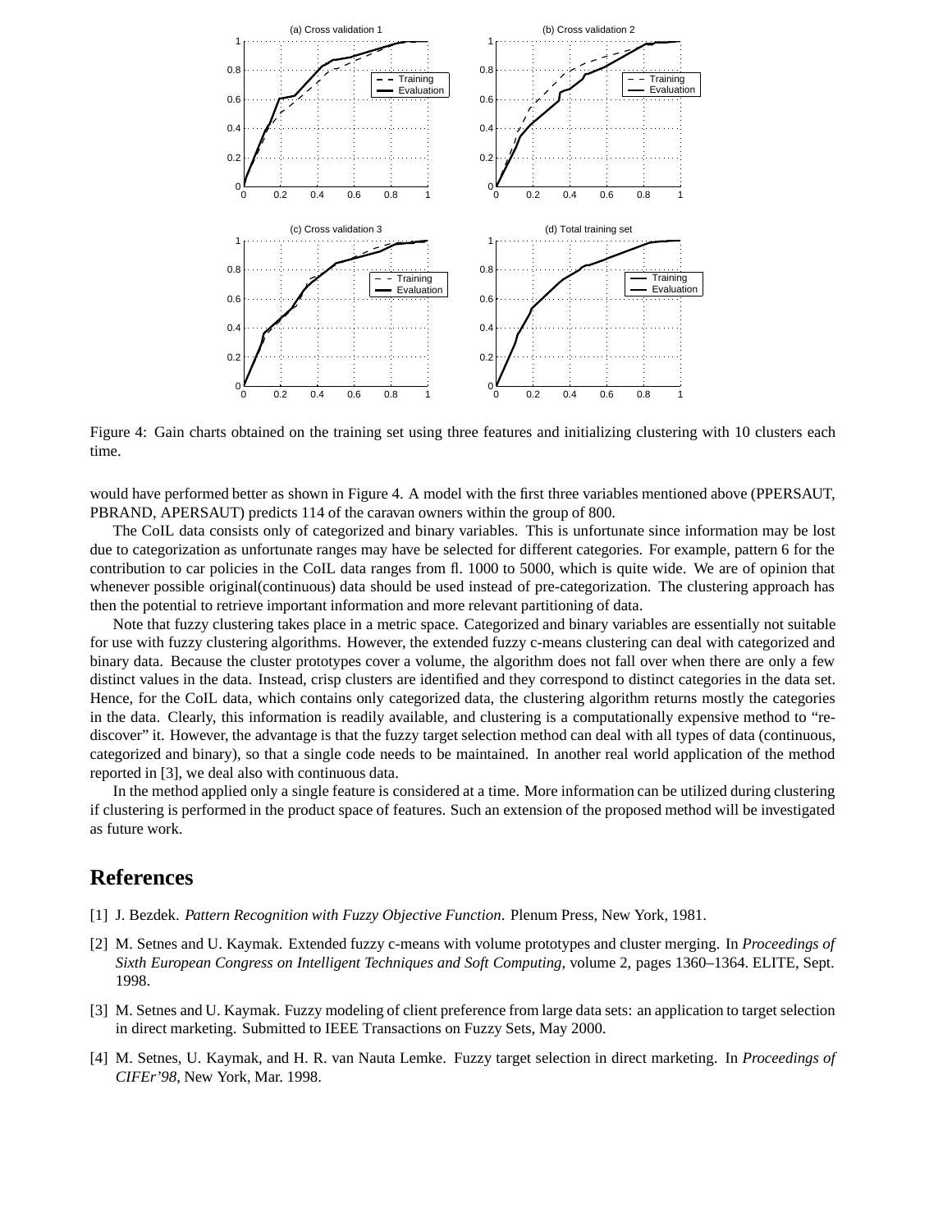(a) Cross validation 1

1
0.8
0.6
0.4
0.2
0
0 0.2 0.4 0.6 0.8 1

Training
Evaluation

(b) Cross validation 2

1
0.8
0.6
0.4
0.2
0
0 0.2 0.4 0.6 0.8 1

Training
Evaluation

(c) Cross validation 3

1
0.8
0.6
0.4
0.2
0
0 0.2 0.4 0.6 0.8 1

Training
Evaluation

(d) Total training set

1
0.8
0.6
0.4
0.2
0
0 0.2 0.4 0.6 0.8 1

Training
Evaluation

Figure 4: Gain charts obtained on the training set using three features and initializing clustering with 10 clusters each time.

would have performed better as shown in Figure 4. A model with the first three variables mentioned above (PPERSAUT, PBRAND, APERSAUT) predicts 114 of the caravan owners within the group of 800.

The CoIL data consists only of categorized and binary variables. This is unfortunate since information may be lost due to categorization as unfortunate ranges may have been selected for different categories. For example, pattern 6 for the contribution to car policies in the CoIL data ranges from fl. 1000 to 5000, which is quite wide. We are of opinion that whenever possible original(continuous) data should be used instead of pre-categorization. The clustering approach has then the potential to retrieve important information and more relevant partitioning of data.

Note that fuzzy clustering takes place in a metric space. Categorized and binary variables are essentially not suitable for use with fuzzy clustering algorithms. However, the extended fuzzy c-means clustering can deal with categorized and binary data. Because the cluster prototypes cover a volume, the algorithm does not fall over when there are only a few distinct values in the data. Instead, crisp clusters are identified and they correspond to distinct categories in the data set. Hence, for the CoIL data, which contains only categorized data, the clustering algorithm returns mostly the categories in the data. Clearly, this information is readily available, and clustering is a computationally expensive method to "re-discover" it. However, the advantage is that the fuzzy target selection method can deal with all types of data (continuous, categorized and binary), so that a single code needs to be maintained. In another real world application of the method reported in [3], we deal also with continuous data.

In the method applied only a single feature is considered at a time. More information can be utilized during clustering if clustering is performed in the product space of features. Such an extension of the proposed method will be investigated as future work.

# References

[1] J. Bezdek. *Pattern Recognition with Fuzzy Objective Function*. Plenum Press, New York, 1981.

[2] M. Setnes and U. Kaymak. Extended fuzzy c-means with volume prototypes and cluster merging. In *Proceedings of Sixth European Congress on Intelligent Techniques and Soft Computing*, volume 2, pages 1360–1364. ELITE, Sept. 1998.

[3] M. Setnes and U. Kaymak. Fuzzy modeling of client preference from large data sets: an application to target selection in direct marketing. Submitted to IEEE Transactions on Fuzzy Sets, May 2000.

[4] M. Setnes, U. Kaymak, and H. R. van Nauta Lemke. Fuzzy target selection in direct marketing. In *Proceedings of CIFEr'98*, New York, Mar. 1998.